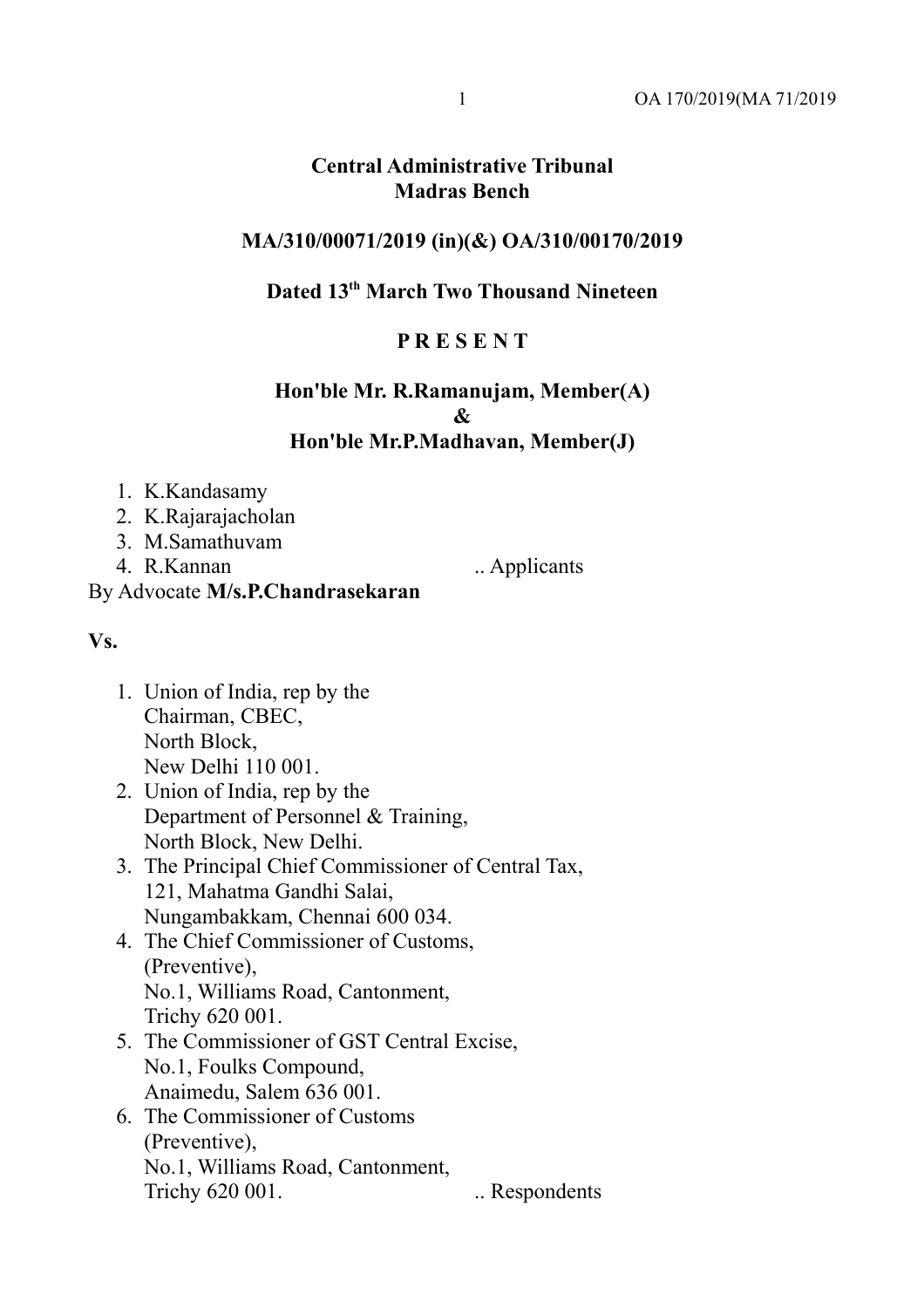**Central Administrative Tribunal**
**Madras Bench**

**MA/310/00071/2019 (in)(&) OA/310/00170/2019**

**Dated 13th March Two Thousand Nineteen**

**P R E S E N T**

**Hon'ble Mr. R.Ramanujam, Member(A)**
**&**
**Hon'ble Mr.P.Madhavan, Member(J)**

1. K.Kandasamy
2. K.Rajarajacholan
3. M.Samathuvam
4. R.Kannan .. Applicants

By Advocate **M/s.P.Chandrasekaran**

**Vs.**

1. Union of India, rep by the
   Chairman, CBEC,
   North Block,
   New Delhi 110 001.
2. Union of India, rep by the
   Department of Personnel & Training,
   North Block, New Delhi.
3. The Principal Chief Commissioner of Central Tax,
   121, Mahatma Gandhi Salai,
   Nungambakkam, Chennai 600 034.
4. The Chief Commissioner of Customs,
   (Preventive),
   No.1, Williams Road, Cantonment,
   Trichy 620 001.
5. The Commissioner of GST Central Excise,
   No.1, Foulks Compound,
   Anaimedu, Salem 636 001.
6. The Commissioner of Customs
   (Preventive),
   No.1, Williams Road, Cantonment,
   Trichy 620 001. .. Respondents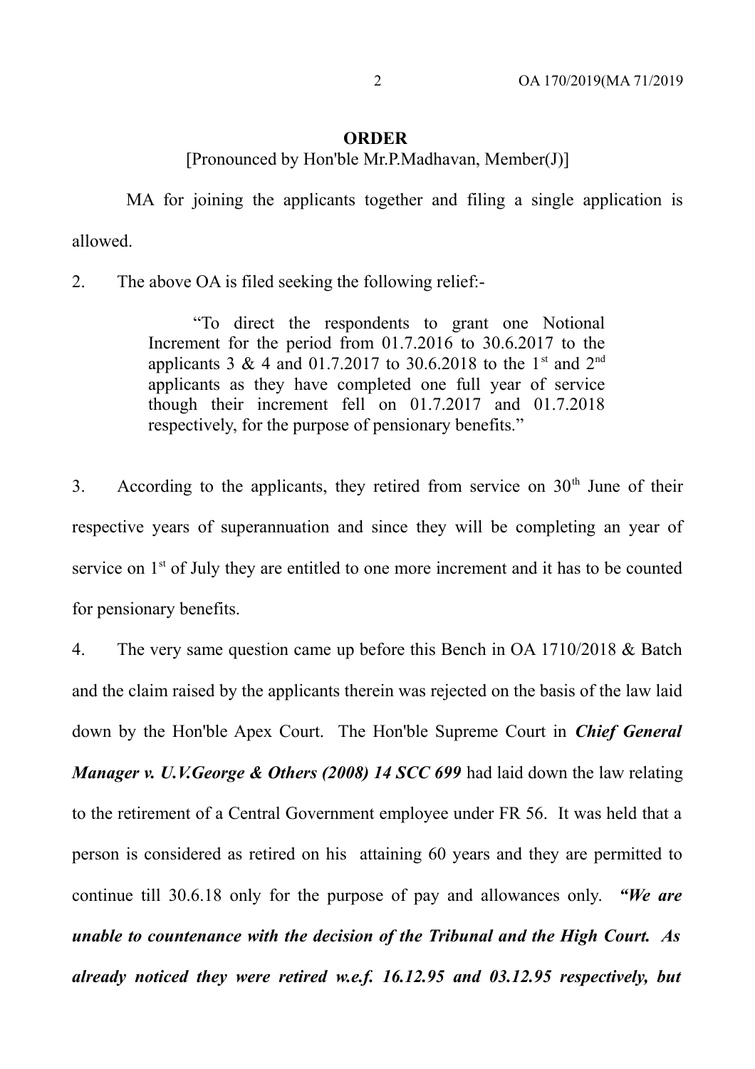## ORDER

[Pronounced by Hon'ble Mr.P.Madhavan, Member(J)]

MA for joining the applicants together and filing a single application is allowed.

2. The above OA is filed seeking the following relief:-

> "To direct the respondents to grant one Notional Increment for the period from 01.7.2016 to 30.6.2017 to the applicants 3 & 4 and 01.7.2017 to 30.6.2018 to the 1st and 2nd applicants as they have completed one full year of service though their increment fell on 01.7.2017 and 01.7.2018 respectively, for the purpose of pensionary benefits."

3. According to the applicants, they retired from service on 30th June of their respective years of superannuation and since they will be completing an year of service on 1st of July they are entitled to one more increment and it has to be counted for pensionary benefits.

4. The very same question came up before this Bench in OA 1710/2018 & Batch and the claim raised by the applicants therein was rejected on the basis of the law laid down by the Hon'ble Apex Court. The Hon'ble Supreme Court in ***Chief General Manager v. U.V.George & Others (2008) 14 SCC 699*** had laid down the law relating to the retirement of a Central Government employee under FR 56. It was held that a person is considered as retired on his attaining 60 years and they are permitted to continue till 30.6.18 only for the purpose of pay and allowances only. ***"We are unable to countenance with the decision of the Tribunal and the High Court. As already noticed they were retired w.e.f. 16.12.95 and 03.12.95 respectively, but***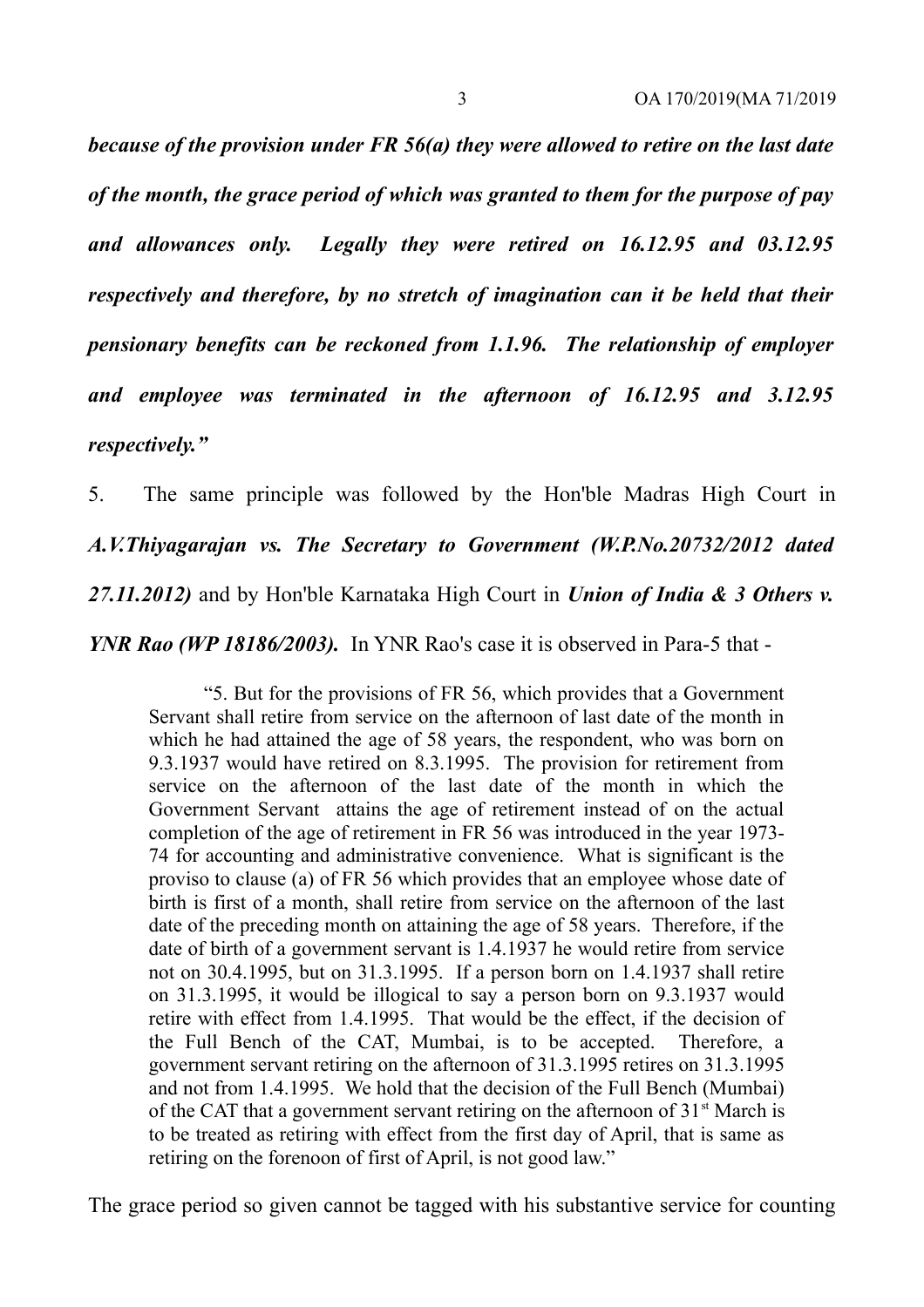***because of the provision under FR 56(a) they were allowed to retire on the last date of the month, the grace period of which was granted to them for the purpose of pay and allowances only. Legally they were retired on 16.12.95 and 03.12.95 respectively and therefore, by no stretch of imagination can it be held that their pensionary benefits can be reckoned from 1.1.96. The relationship of employer and employee was terminated in the afternoon of 16.12.95 and 3.12.95 respectively."***

5. The same principle was followed by the Hon'ble Madras High Court in ***A.V.Thiyagarajan vs. The Secretary to Government (W.P.No.20732/2012 dated 27.11.2012)*** and by Hon'ble Karnataka High Court in ***Union of India & 3 Others v. YNR Rao (WP 18186/2003).*** In YNR Rao's case it is observed in Para-5 that -

> "5. But for the provisions of FR 56, which provides that a Government Servant shall retire from service on the afternoon of last date of the month in which he had attained the age of 58 years, the respondent, who was born on 9.3.1937 would have retired on 8.3.1995. The provision for retirement from service on the afternoon of the last date of the month in which the Government Servant attains the age of retirement instead of on the actual completion of the age of retirement in FR 56 was introduced in the year 1973-74 for accounting and administrative convenience. What is significant is the proviso to clause (a) of FR 56 which provides that an employee whose date of birth is first of a month, shall retire from service on the afternoon of the last date of the preceding month on attaining the age of 58 years. Therefore, if the date of birth of a government servant is 1.4.1937 he would retire from service not on 30.4.1995, but on 31.3.1995. If a person born on 1.4.1937 shall retire on 31.3.1995, it would be illogical to say a person born on 9.3.1937 would retire with effect from 1.4.1995. That would be the effect, if the decision of the Full Bench of the CAT, Mumbai, is to be accepted. Therefore, a government servant retiring on the afternoon of 31.3.1995 retires on 31.3.1995 and not from 1.4.1995. We hold that the decision of the Full Bench (Mumbai) of the CAT that a government servant retiring on the afternoon of 31st March is to be treated as retiring with effect from the first day of April, that is same as retiring on the forenoon of first of April, is not good law."

The grace period so given cannot be tagged with his substantive service for counting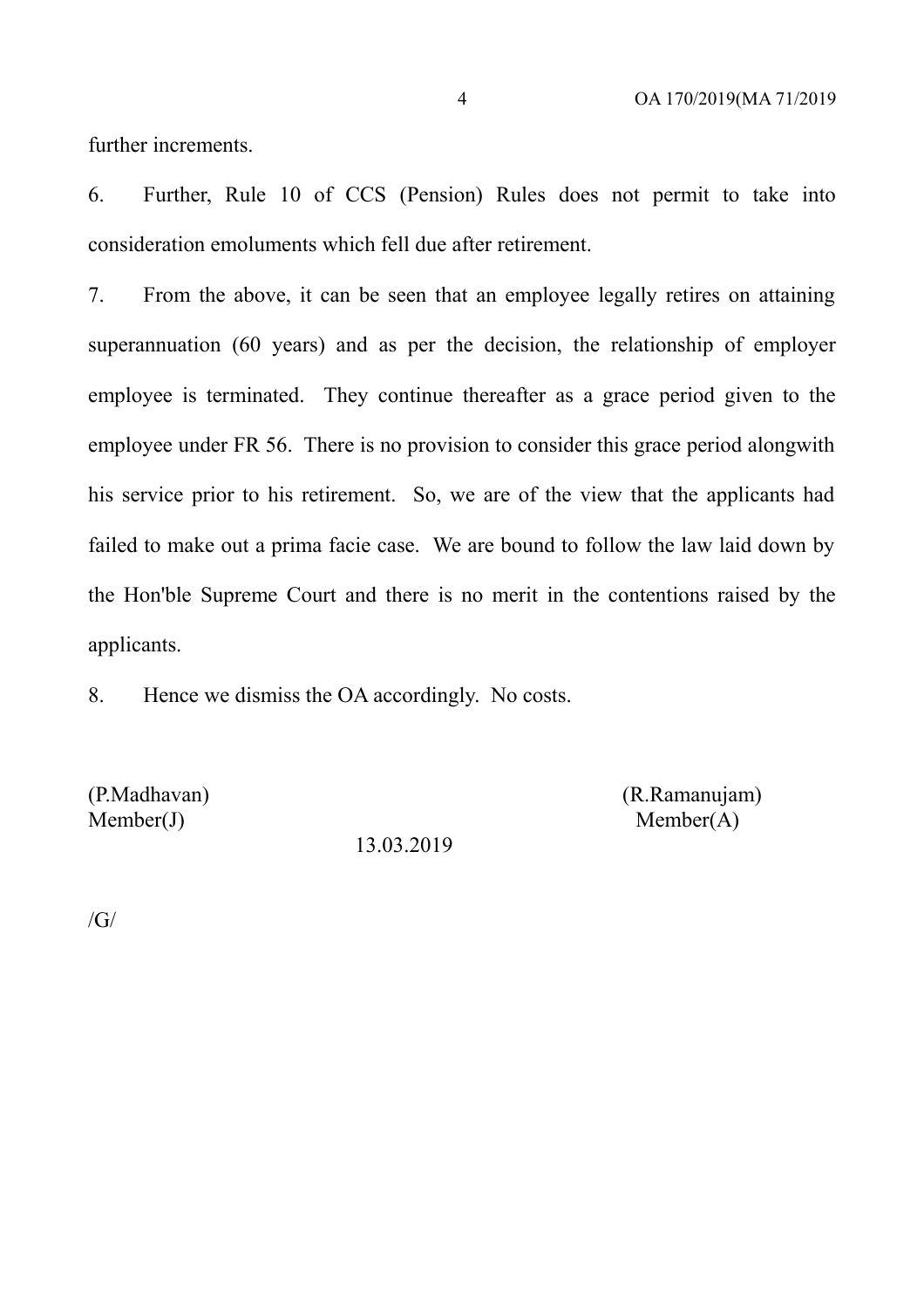further increments.

6. Further, Rule 10 of CCS (Pension) Rules does not permit to take into consideration emoluments which fell due after retirement.

7. From the above, it can be seen that an employee legally retires on attaining superannuation (60 years) and as per the decision, the relationship of employer employee is terminated. They continue thereafter as a grace period given to the employee under FR 56. There is no provision to consider this grace period alongwith his service prior to his retirement. So, we are of the view that the applicants had failed to make out a prima facie case. We are bound to follow the law laid down by the Hon'ble Supreme Court and there is no merit in the contentions raised by the applicants.

8. Hence we dismiss the OA accordingly. No costs.

(P.Madhavan)
Member(J)

(R.Ramanujam)
Member(A)

13.03.2019

/G/